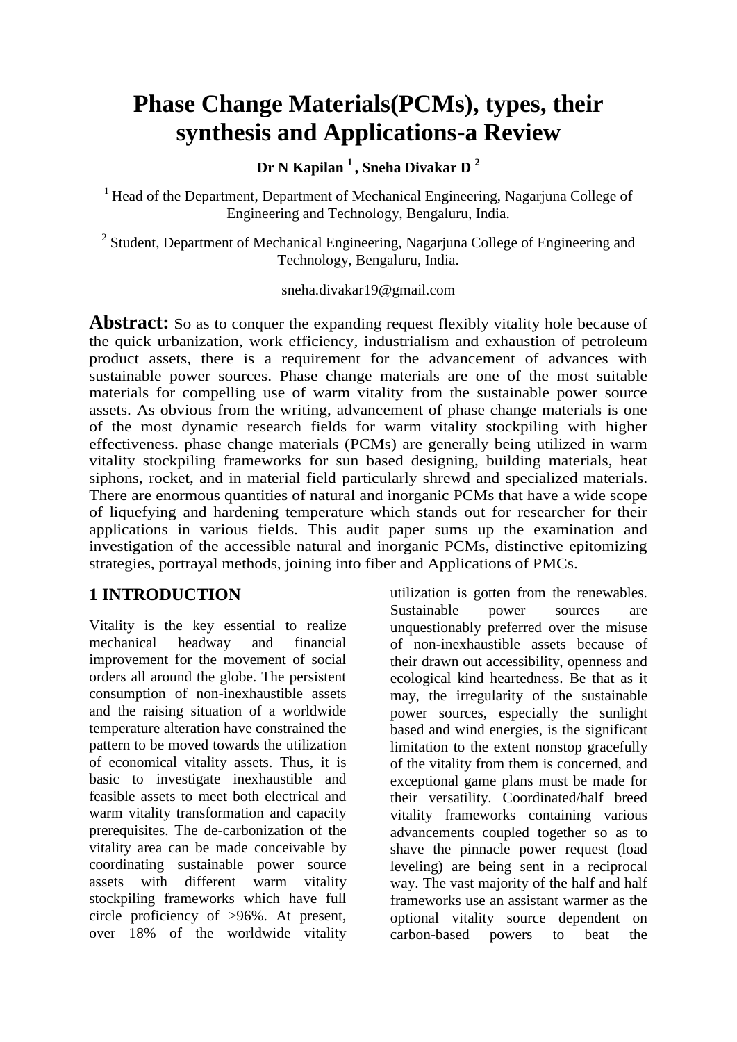# Phase Change Materials(PCMs), types, their synthesis and Applications-a Review

**Dr N Kapilan [1] , Sneha Divakar D [2]**

[1] Head of the Department, Department of Mechanical Engineering, Nagarjuna College of Engineering and Technology, Bengaluru, India.

[2] Student, Department of Mechanical Engineering, Nagarjuna College of Engineering and Technology, Bengaluru, India.

sneha.divakar19@gmail.com

**Abstract:** So as to conquer the expanding request flexibly vitality hole because of the quick urbanization, work efficiency, industrialism and exhaustion of petroleum product assets, there is a requirement for the advancement of advances with sustainable power sources. Phase change materials are one of the most suitable materials for compelling use of warm vitality from the sustainable power source assets. As obvious from the writing, advancement of phase change materials is one of the most dynamic research fields for warm vitality stockpiling with higher effectiveness. phase change materials (PCMs) are generally being utilized in warm vitality stockpiling frameworks for sun based designing, building materials, heat siphons, rocket, and in material field particularly shrewd and specialized materials. There are enormous quantities of natural and inorganic PCMs that have a wide scope of liquefying and hardening temperature which stands out for researcher for their applications in various fields. This audit paper sums up the examination and investigation of the accessible natural and inorganic PCMs, distinctive epitomizing strategies, portrayal methods, joining into fiber and Applications of PMCs.

## 1 INTRODUCTION

Vitality is the key essential to realize mechanical headway and financial improvement for the movement of social orders all around the globe. The persistent consumption of non-inexhaustible assets and the raising situation of a worldwide temperature alteration have constrained the pattern to be moved towards the utilization of economical vitality assets. Thus, it is basic to investigate inexhaustible and feasible assets to meet both electrical and warm vitality transformation and capacity prerequisites. The de-carbonization of the vitality area can be made conceivable by coordinating sustainable power source assets with different warm vitality stockpiling frameworks which have full circle proficiency of >96%. At present, over 18% of the worldwide vitality utilization is gotten from the renewables. Sustainable power sources are unquestionably preferred over the misuse of non-inexhaustible assets because of their drawn out accessibility, openness and ecological kind heartedness. Be that as it may, the irregularity of the sustainable power sources, especially the sunlight based and wind energies, is the significant limitation to the extent nonstop gracefully of the vitality from them is concerned, and exceptional game plans must be made for their versatility. Coordinated/half breed vitality frameworks containing various advancements coupled together so as to shave the pinnacle power request (load leveling) are being sent in a reciprocal way. The vast majority of the half and half frameworks use an assistant warmer as the optional vitality source dependent on carbon-based powers to beat the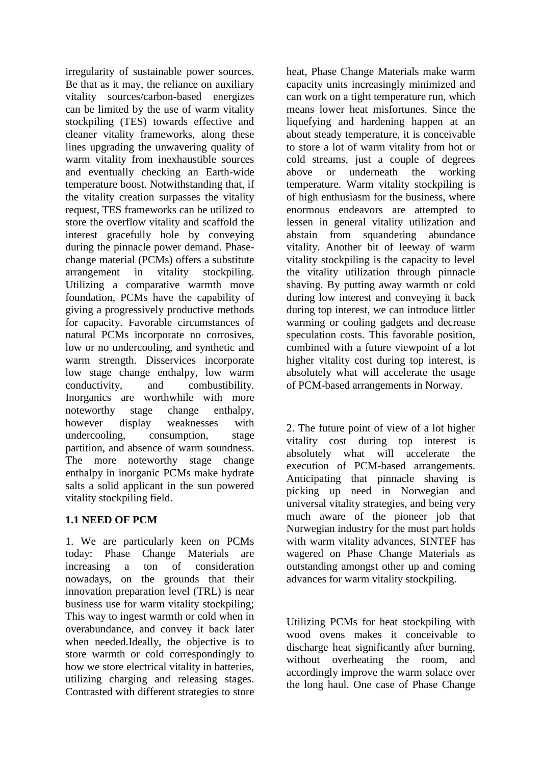irregularity of sustainable power sources. Be that as it may, the reliance on auxiliary vitality sources/carbon-based energizes can be limited by the use of warm vitality stockpiling (TES) towards effective and cleaner vitality frameworks, along these lines upgrading the unwavering quality of warm vitality from inexhaustible sources and eventually checking an Earth-wide temperature boost. Notwithstanding that, if the vitality creation surpasses the vitality request, TES frameworks can be utilized to store the overflow vitality and scaffold the interest gracefully hole by conveying during the pinnacle power demand. Phase-change material (PCMs) offers a substitute arrangement in vitality stockpiling. Utilizing a comparative warmth move foundation, PCMs have the capability of giving a progressively productive methods for capacity. Favorable circumstances of natural PCMs incorporate no corrosives, low or no undercooling, and synthetic and warm strength. Disservices incorporate low stage change enthalpy, low warm conductivity, and combustibility. Inorganics are worthwhile with more noteworthy stage change enthalpy, however display weaknesses with undercooling, consumption, stage partition, and absence of warm soundness. The more noteworthy stage change enthalpy in inorganic PCMs make hydrate salts a solid applicant in the sun powered vitality stockpiling field.

## 1.1 NEED OF PCM

1. We are particularly keen on PCMs today: Phase Change Materials are increasing a ton of consideration nowadays, on the grounds that their innovation preparation level (TRL) is near business use for warm vitality stockpiling; This way to ingest warmth or cold when in overabundance, and convey it back later when needed.Ideally, the objective is to store warmth or cold correspondingly to how we store electrical vitality in batteries, utilizing charging and releasing stages. Contrasted with different strategies to store heat, Phase Change Materials make warm capacity units increasingly minimized and can work on a tight temperature run, which means lower heat misfortunes. Since the liquefying and hardening happen at an about steady temperature, it is conceivable to store a lot of warm vitality from hot or cold streams, just a couple of degrees above or underneath the working temperature. Warm vitality stockpiling is of high enthusiasm for the business, where enormous endeavors are attempted to lessen in general vitality utilization and abstain from squandering abundance vitality. Another bit of leeway of warm vitality stockpiling is the capacity to level the vitality utilization through pinnacle shaving. By putting away warmth or cold during low interest and conveying it back during top interest, we can introduce littler warming or cooling gadgets and decrease speculation costs. This favorable position, combined with a future viewpoint of a lot higher vitality cost during top interest, is absolutely what will accelerate the usage of PCM-based arrangements in Norway.

2. The future point of view of a lot higher vitality cost during top interest is absolutely what will accelerate the execution of PCM-based arrangements. Anticipating that pinnacle shaving is picking up need in Norwegian and universal vitality strategies, and being very much aware of the pioneer job that Norwegian industry for the most part holds with warm vitality advances, SINTEF has wagered on Phase Change Materials as outstanding amongst other up and coming advances for warm vitality stockpiling.

Utilizing PCMs for heat stockpiling with wood ovens makes it conceivable to discharge heat significantly after burning, without overheating the room, and accordingly improve the warm solace over the long haul. One case of Phase Change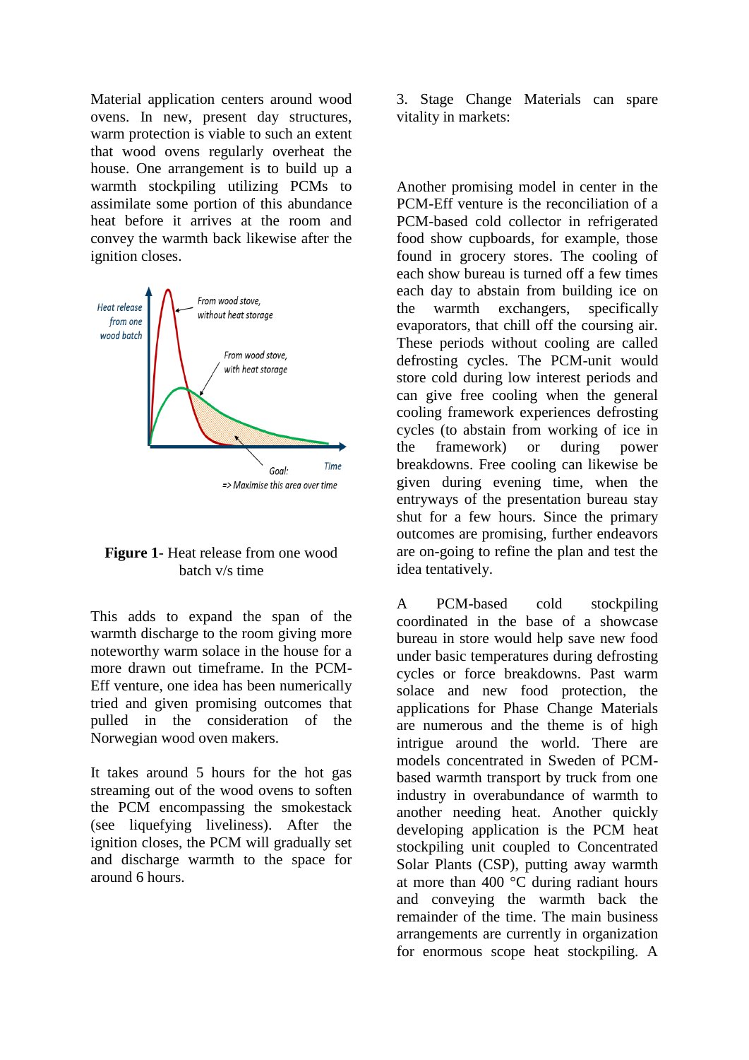Material application centers around wood ovens. In new, present day structures, warm protection is viable to such an extent that wood ovens regularly overheat the house. One arrangement is to build up a warmth stockpiling utilizing PCMs to assimilate some portion of this abundance heat before it arrives at the room and convey the warmth back likewise after the ignition closes.

**Figure 1**- Heat release from one wood batch v/s time

This adds to expand the span of the warmth discharge to the room giving more noteworthy warm solace in the house for a more drawn out timeframe. In the PCM-Eff venture, one idea has been numerically tried and given promising outcomes that pulled in the consideration of the Norwegian wood oven makers.

It takes around 5 hours for the hot gas streaming out of the wood ovens to soften the PCM encompassing the smokestack (see liquefying liveliness). After the ignition closes, the PCM will gradually set and discharge warmth to the space for around 6 hours.

3. Stage Change Materials can spare vitality in markets:

Another promising model in center in the PCM-Eff venture is the reconciliation of a PCM-based cold collector in refrigerated food show cupboards, for example, those found in grocery stores. The cooling of each show bureau is turned off a few times each day to abstain from building ice on the warmth exchangers, specifically evaporators, that chill off the coursing air. These periods without cooling are called defrosting cycles. The PCM-unit would store cold during low interest periods and can give free cooling when the general cooling framework experiences defrosting cycles (to abstain from working of ice in the framework) or during power breakdowns. Free cooling can likewise be given during evening time, when the entryways of the presentation bureau stay shut for a few hours. Since the primary outcomes are promising, further endeavors are on-going to refine the plan and test the idea tentatively.

A PCM-based cold stockpiling coordinated in the base of a showcase bureau in store would help save new food under basic temperatures during defrosting cycles or force breakdowns. Past warm solace and new food protection, the applications for Phase Change Materials are numerous and the theme is of high intrigue around the world. There are models concentrated in Sweden of PCM-based warmth transport by truck from one industry in overabundance of warmth to another needing heat. Another quickly developing application is the PCM heat stockpiling unit coupled to Concentrated Solar Plants (CSP), putting away warmth at more than 400 °C during radiant hours and conveying the warmth back the remainder of the time. The main business arrangements are currently in organization for enormous scope heat stockpiling. A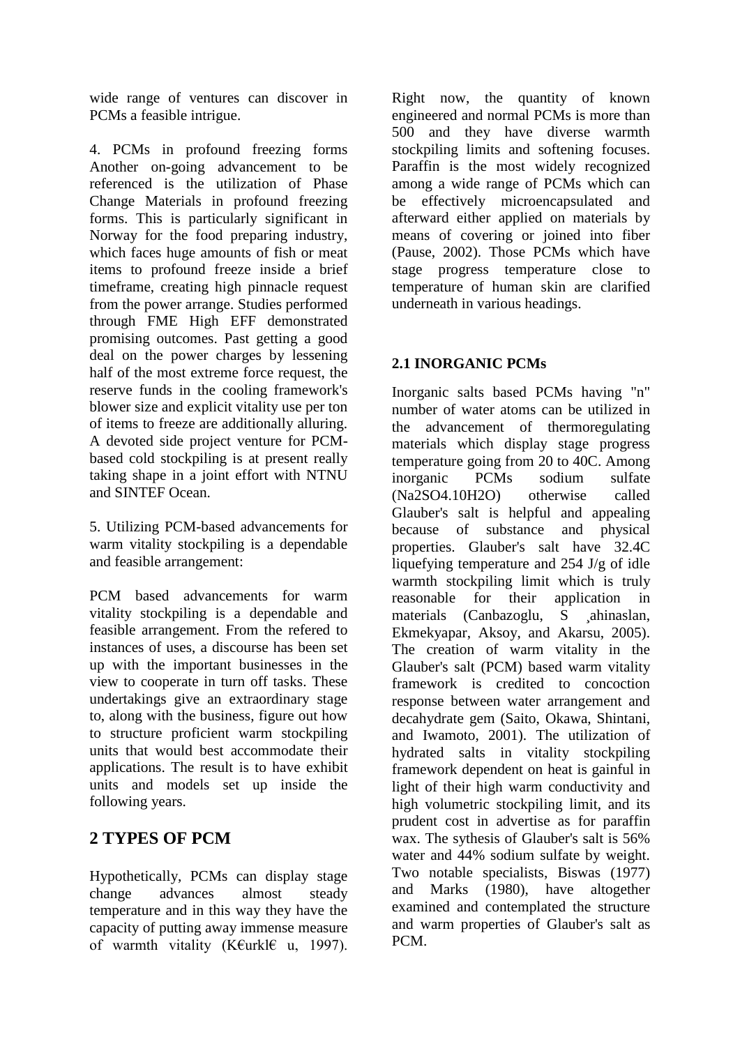wide range of ventures can discover in PCMs a feasible intrigue.

4. PCMs in profound freezing forms Another on-going advancement to be referenced is the utilization of Phase Change Materials in profound freezing forms. This is particularly significant in Norway for the food preparing industry, which faces huge amounts of fish or meat items to profound freeze inside a brief timeframe, creating high pinnacle request from the power arrange. Studies performed through FME High EFF demonstrated promising outcomes. Past getting a good deal on the power charges by lessening half of the most extreme force request, the reserve funds in the cooling framework's blower size and explicit vitality use per ton of items to freeze are additionally alluring. A devoted side project venture for PCM-based cold stockpiling is at present really taking shape in a joint effort with NTNU and SINTEF Ocean.

5. Utilizing PCM-based advancements for warm vitality stockpiling is a dependable and feasible arrangement:

PCM based advancements for warm vitality stockpiling is a dependable and feasible arrangement. From the refered to instances of uses, a discourse has been set up with the important businesses in the view to cooperate in turn off tasks. These undertakings give an extraordinary stage to, along with the business, figure out how to structure proficient warm stockpiling units that would best accommodate their applications. The result is to have exhibit units and models set up inside the following years.

## 2 TYPES OF PCM

Hypothetically, PCMs can display stage change advances almost steady temperature and in this way they have the capacity of putting away immense measure of warmth vitality (K€urkl€ u, 1997). Right now, the quantity of known engineered and normal PCMs is more than 500 and they have diverse warmth stockpiling limits and softening focuses. Paraffin is the most widely recognized among a wide range of PCMs which can be effectively microencapsulated and afterward either applied on materials by means of covering or joined into fiber (Pause, 2002). Those PCMs which have stage progress temperature close to temperature of human skin are clarified underneath in various headings.

### 2.1 INORGANIC PCMs

Inorganic salts based PCMs having "n" number of water atoms can be utilized in the advancement of thermoregulating materials which display stage progress temperature going from 20 to 40C. Among inorganic PCMs sodium sulfate ($Na_2SO_4.10H_2O$) otherwise called Glauber's salt is helpful and appealing because of substance and physical properties. Glauber's salt have 32.4C liquefying temperature and 254 J/g of idle warmth stockpiling limit which is truly reasonable for their application in materials (Canbazoglu, S ¸ahinaslan, Ekmekyapar, Aksoy, and Akarsu, 2005). The creation of warm vitality in the Glauber's salt (PCM) based warm vitality framework is credited to concoction response between water arrangement and decahydrate gem (Saito, Okawa, Shintani, and Iwamoto, 2001). The utilization of hydrated salts in vitality stockpiling framework dependent on heat is gainful in light of their high warm conductivity and high volumetric stockpiling limit, and its prudent cost in advertise as for paraffin wax. The sythesis of Glauber's salt is 56% water and 44% sodium sulfate by weight. Two notable specialists, Biswas (1977) and Marks (1980), have altogether examined and contemplated the structure and warm properties of Glauber's salt as PCM.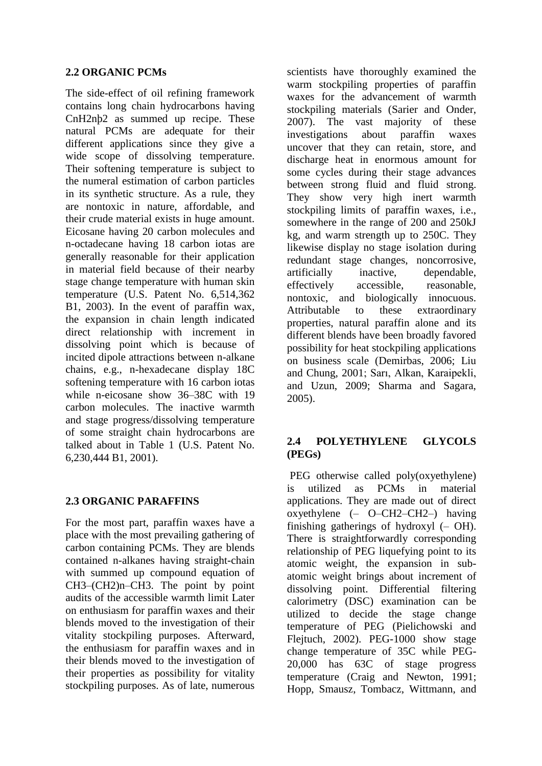### 2.2 ORGANIC PCMs

The side-effect of oil refining framework contains long chain hydrocarbons having CnH2nþ2 as summed up recipe. These natural PCMs are adequate for their different applications since they give a wide scope of dissolving temperature. Their softening temperature is subject to the numeral estimation of carbon particles in its synthetic structure. As a rule, they are nontoxic in nature, affordable, and their crude material exists in huge amount. Eicosane having 20 carbon molecules and n-octadecane having 18 carbon iotas are generally reasonable for their application in material field because of their nearby stage change temperature with human skin temperature (U.S. Patent No. 6,514,362 B1, 2003). In the event of paraffin wax, the expansion in chain length indicated direct relationship with increment in dissolving point which is because of incited dipole attractions between n-alkane chains, e.g., n-hexadecane display 18C softening temperature with 16 carbon iotas while n-eicosane show 36–38C with 19 carbon molecules. The inactive warmth and stage progress/dissolving temperature of some straight chain hydrocarbons are talked about in Table 1 (U.S. Patent No. 6,230,444 B1, 2001).

### 2.3 ORGANIC PARAFFINS

For the most part, paraffin waxes have a place with the most prevailing gathering of carbon containing PCMs. They are blends contained n-alkanes having straight-chain with summed up compound equation of CH3–(CH2)n–CH3. The point by point audits of the accessible warmth limit Later on enthusiasm for paraffin waxes and their blends moved to the investigation of their vitality stockpiling purposes. Afterward, the enthusiasm for paraffin waxes and in their blends moved to the investigation of their properties as possibility for vitality stockpiling purposes. As of late, numerous scientists have thoroughly examined the warm stockpiling properties of paraffin waxes for the advancement of warmth stockpiling materials (Sarier and Onder, 2007). The vast majority of these investigations about paraffin waxes uncover that they can retain, store, and discharge heat in enormous amount for some cycles during their stage advances between strong fluid and fluid strong. They show very high inert warmth stockpiling limits of paraffin waxes, i.e., somewhere in the range of 200 and 250kJ kg, and warm strength up to 250C. They likewise display no stage isolation during redundant stage changes, noncorrosive, artificially inactive, dependable, effectively accessible, reasonable, nontoxic, and biologically innocuous. Attributable to these extraordinary properties, natural paraffin alone and its different blends have been broadly favored possibility for heat stockpiling applications on business scale (Demirbas, 2006; Liu and Chung, 2001; Sarı, Alkan, Karaipekli, and Uzun, 2009; Sharma and Sagara, 2005).

### 2.4 POLYETHYLENE GLYCOLS (PEGs)

PEG otherwise called poly(oxyethylene) is utilized as PCMs in material applications. They are made out of direct oxyethylene (– O–CH2–CH2–) having finishing gatherings of hydroxyl (– OH). There is straightforwardly corresponding relationship of PEG liquefying point to its atomic weight, the expansion in sub-atomic weight brings about increment of dissolving point. Differential filtering calorimetry (DSC) examination can be utilized to decide the stage change temperature of PEG (Pielichowski and Flejtuch, 2002). PEG-1000 show stage change temperature of 35C while PEG-20,000 has 63C of stage progress temperature (Craig and Newton, 1991; Hopp, Smausz, Tombacz, Wittmann, and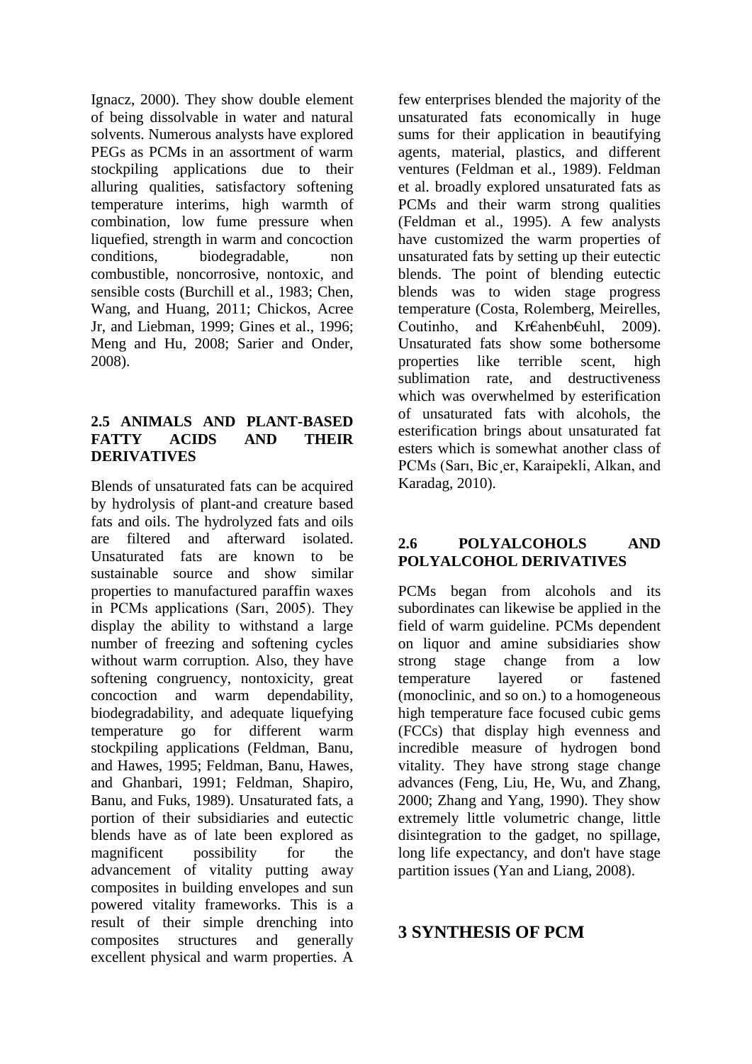Ignacz, 2000). They show double element of being dissolvable in water and natural solvents. Numerous analysts have explored PEGs as PCMs in an assortment of warm stockpiling applications due to their alluring qualities, satisfactory softening temperature interims, high warmth of combination, low fume pressure when liquefied, strength in warm and concoction conditions, biodegradable, non combustible, noncorrosive, nontoxic, and sensible costs (Burchill et al., 1983; Chen, Wang, and Huang, 2011; Chickos, Acree Jr, and Liebman, 1999; Gines et al., 1996; Meng and Hu, 2008; Sarier and Onder, 2008).

### 2.5 ANIMALS AND PLANT-BASED FATTY ACIDS AND THEIR DERIVATIVES

Blends of unsaturated fats can be acquired by hydrolysis of plant-and creature based fats and oils. The hydrolyzed fats and oils are filtered and afterward isolated. Unsaturated fats are known to be sustainable source and show similar properties to manufactured paraffin waxes in PCMs applications (Sarı, 2005). They display the ability to withstand a large number of freezing and softening cycles without warm corruption. Also, they have softening congruency, nontoxicity, great concoction and warm dependability, biodegradability, and adequate liquefying temperature go for different warm stockpiling applications (Feldman, Banu, and Hawes, 1995; Feldman, Banu, Hawes, and Ghanbari, 1991; Feldman, Shapiro, Banu, and Fuks, 1989). Unsaturated fats, a portion of their subsidiaries and eutectic blends have as of late been explored as magnificent possibility for the advancement of vitality putting away composites in building envelopes and sun powered vitality frameworks. This is a result of their simple drenching into composites structures and generally excellent physical and warm properties. A few enterprises blended the majority of the unsaturated fats economically in huge sums for their application in beautifying agents, material, plastics, and different ventures (Feldman et al., 1989). Feldman et al. broadly explored unsaturated fats as PCMs and their warm strong qualities (Feldman et al., 1995). A few analysts have customized the warm properties of unsaturated fats by setting up their eutectic blends. The point of blending eutectic blends was to widen stage progress temperature (Costa, Rolemberg, Meirelles, Coutinho, and Kr€ahenb€uhl, 2009). Unsaturated fats show some bothersome properties like terrible scent, high sublimation rate, and destructiveness which was overwhelmed by esterification of unsaturated fats with alcohols, the esterification brings about unsaturated fat esters which is somewhat another class of PCMs (Sarı, Bic¸er, Karaipekli, Alkan, and Karadag, 2010).

### 2.6 POLYALCOHOLS AND POLYALCOHOL DERIVATIVES

PCMs began from alcohols and its subordinates can likewise be applied in the field of warm guideline. PCMs dependent on liquor and amine subsidiaries show strong stage change from a low temperature layered or fastened (monoclinic, and so on.) to a homogeneous high temperature face focused cubic gems (FCCs) that display high evenness and incredible measure of hydrogen bond vitality. They have strong stage change advances (Feng, Liu, He, Wu, and Zhang, 2000; Zhang and Yang, 1990). They show extremely little volumetric change, little disintegration to the gadget, no spillage, long life expectancy, and don't have stage partition issues (Yan and Liang, 2008).

## 3 SYNTHESIS OF PCM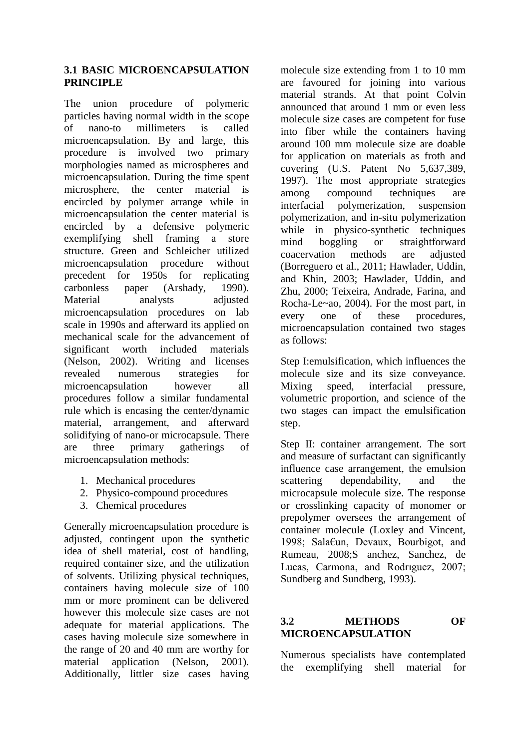### 3.1 BASIC MICROENCAPSULATION PRINCIPLE

The union procedure of polymeric particles having normal width in the scope of nano-to millimeters is called microencapsulation. By and large, this procedure is involved two primary morphologies named as microspheres and microencapsulation. During the time spent microsphere, the center material is encircled by polymer arrange while in microencapsulation the center material is encircled by a defensive polymeric exemplifying shell framing a store structure. Green and Schleicher utilized microencapsulation procedure without precedent for 1950s for replicating carbonless paper (Arshady, 1990). Material analysts adjusted microencapsulation procedures on lab scale in 1990s and afterward its applied on mechanical scale for the advancement of significant worth included materials (Nelson, 2002). Writing and licenses revealed numerous strategies for microencapsulation however all procedures follow a similar fundamental rule which is encasing the center/dynamic material, arrangement, and afterward solidifying of nano-or microcapsule. There are three primary gatherings of microencapsulation methods:

1. Mechanical procedures
2. Physico-compound procedures
3. Chemical procedures

Generally microencapsulation procedure is adjusted, contingent upon the synthetic idea of shell material, cost of handling, required container size, and the utilization of solvents. Utilizing physical techniques, containers having molecule size of 100 mm or more prominent can be delivered however this molecule size cases are not adequate for material applications. The cases having molecule size somewhere in the range of 20 and 40 mm are worthy for material application (Nelson, 2001). Additionally, littler size cases having molecule size extending from 1 to 10 mm are favoured for joining into various material strands. At that point Colvin announced that around 1 mm or even less molecule size cases are competent for fuse into fiber while the containers having around 100 mm molecule size are doable for application on materials as froth and covering (U.S. Patent No 5,637,389, 1997). The most appropriate strategies among compound techniques are interfacial polymerization, suspension polymerization, and in-situ polymerization while in physico-synthetic techniques mind boggling or straightforward coacervation methods are adjusted (Borreguero et al., 2011; Hawlader, Uddin, and Khin, 2003; Hawlader, Uddin, and Zhu, 2000; Teixeira, Andrade, Farina, and Rocha-Le~ao, 2004). For the most part, in every one of these procedures, microencapsulation contained two stages as follows:

Step I:emulsification, which influences the molecule size and its size conveyance. Mixing speed, interfacial pressure, volumetric proportion, and science of the two stages can impact the emulsification step.

Step II: container arrangement. The sort and measure of surfactant can significantly influence case arrangement, the emulsion scattering dependability, and the microcapsule molecule size. The response or crosslinking capacity of monomer or prepolymer oversees the arrangement of container molecule (Loxley and Vincent, 1998; Sala€un, Devaux, Bourbigot, and Rumeau, 2008;S anchez, Sanchez, de Lucas, Carmona, and Rodrıguez, 2007; Sundberg and Sundberg, 1993).

### 3.2 METHODS OF MICROENCAPSULATION

Numerous specialists have contemplated the exemplifying shell material for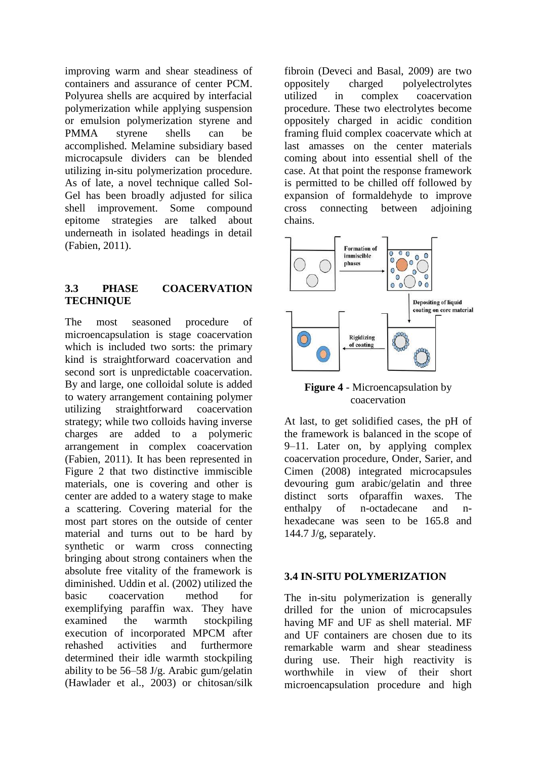improving warm and shear steadiness of containers and assurance of center PCM. Polyurea shells are acquired by interfacial polymerization while applying suspension or emulsion polymerization styrene and PMMA styrene shells can be accomplished. Melamine subsidiary based microcapsule dividers can be blended utilizing in-situ polymerization procedure. As of late, a novel technique called Sol-Gel has been broadly adjusted for silica shell improvement. Some compound epitome strategies are talked about underneath in isolated headings in detail (Fabien, 2011).

### 3.3 PHASE COACERVATION TECHNIQUE

The most seasoned procedure of microencapsulation is stage coacervation which is included two sorts: the primary kind is straightforward coacervation and second sort is unpredictable coacervation. By and large, one colloidal solute is added to watery arrangement containing polymer utilizing straightforward coacervation strategy; while two colloids having inverse charges are added to a polymeric arrangement in complex coacervation (Fabien, 2011). It has been represented in Figure 2 that two distinctive immiscible materials, one is covering and other is center are added to a watery stage to make a scattering. Covering material for the most part stores on the outside of center material and turns out to be hard by synthetic or warm cross connecting bringing about strong containers when the absolute free vitality of the framework is diminished. Uddin et al. (2002) utilized the basic coacervation method for exemplifying paraffin wax. They have examined the warmth stockpiling execution of incorporated MPCM after rehashed activities and furthermore determined their idle warmth stockpiling ability to be 56–58 J/g. Arabic gum/gelatin (Hawlader et al., 2003) or chitosan/silk fibroin (Deveci and Basal, 2009) are two oppositely charged polyelectrolytes utilized in complex coacervation procedure. These two electrolytes become oppositely charged in acidic condition framing fluid complex coacervate which at last amasses on the center materials coming about into essential shell of the case. At that point the response framework is permitted to be chilled off followed by expansion of formaldehyde to improve cross connecting between adjoining chains.

**Figure 4** - Microencapsulation by coacervation

At last, to get solidified cases, the pH of the framework is balanced in the scope of 9–11. Later on, by applying complex coacervation procedure, Onder, Sarier, and Cimen (2008) integrated microcapsules devouring gum arabic/gelatin and three distinct sorts ofparaffin waxes. The enthalpy of n-octadecane and n-hexadecane was seen to be 165.8 and 144.7 J/g, separately.

### 3.4 IN-SITU POLYMERIZATION

The in-situ polymerization is generally drilled for the union of microcapsules having MF and UF as shell material. MF and UF containers are chosen due to its remarkable warm and shear steadiness during use. Their high reactivity is worthwhile in view of their short microencapsulation procedure and high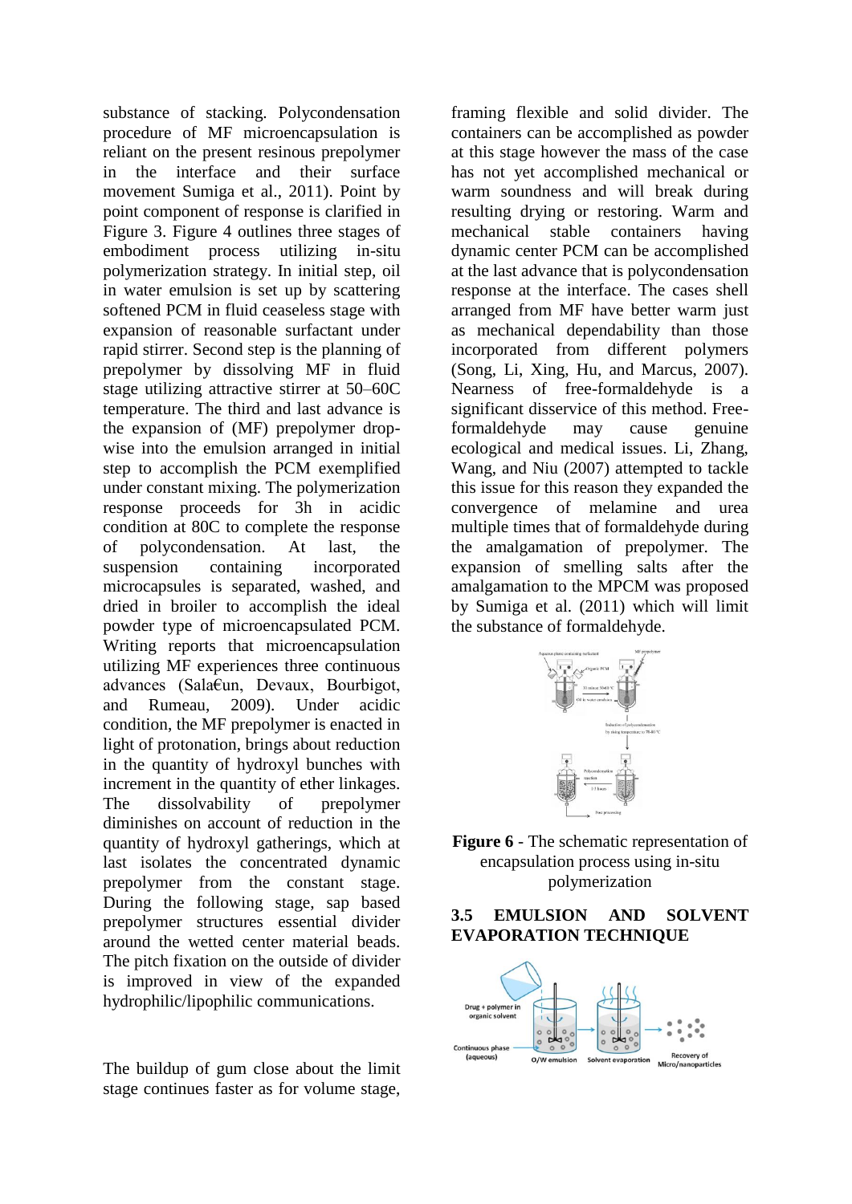substance of stacking. Polycondensation procedure of MF microencapsulation is reliant on the present resinous prepolymer in the interface and their surface movement Sumiga et al., 2011). Point by point component of response is clarified in Figure 3. Figure 4 outlines three stages of embodiment process utilizing in-situ polymerization strategy. In initial step, oil in water emulsion is set up by scattering softened PCM in fluid ceaseless stage with expansion of reasonable surfactant under rapid stirrer. Second step is the planning of prepolymer by dissolving MF in fluid stage utilizing attractive stirrer at 50–60C temperature. The third and last advance is the expansion of (MF) prepolymer drop-wise into the emulsion arranged in initial step to accomplish the PCM exemplified under constant mixing. The polymerization response proceeds for 3h in acidic condition at 80C to complete the response of polycondensation. At last, the suspension containing incorporated microcapsules is separated, washed, and dried in broiler to accomplish the ideal powder type of microencapsulated PCM. Writing reports that microencapsulation utilizing MF experiences three continuous advances (Sala€un, Devaux, Bourbigot, and Rumeau, 2009). Under acidic condition, the MF prepolymer is enacted in light of protonation, brings about reduction in the quantity of hydroxyl bunches with increment in the quantity of ether linkages. The dissolvability of prepolymer diminishes on account of reduction in the quantity of hydroxyl gatherings, which at last isolates the concentrated dynamic prepolymer from the constant stage. During the following stage, sap based prepolymer structures essential divider around the wetted center material beads. The pitch fixation on the outside of divider is improved in view of the expanded hydrophilic/lipophilic communications.

The buildup of gum close about the limit stage continues faster as for volume stage, framing flexible and solid divider. The containers can be accomplished as powder at this stage however the mass of the case has not yet accomplished mechanical or warm soundness and will break during resulting drying or restoring. Warm and mechanical stable containers having dynamic center PCM can be accomplished at the last advance that is polycondensation response at the interface. The cases shell arranged from MF have better warm just as mechanical dependability than those incorporated from different polymers (Song, Li, Xing, Hu, and Marcus, 2007). Nearness of free-formaldehyde is a significant disservice of this method. Free-formaldehyde may cause genuine ecological and medical issues. Li, Zhang, Wang, and Niu (2007) attempted to tackle this issue for this reason they expanded the convergence of melamine and urea multiple times that of formaldehyde during the amalgamation of prepolymer. The expansion of smelling salts after the amalgamation to the MPCM was proposed by Sumiga et al. (2011) which will limit the substance of formaldehyde.

**Figure 6** - The schematic representation of encapsulation process using in-situ polymerization

### 3.5 EMULSION AND SOLVENT EVAPORATION TECHNIQUE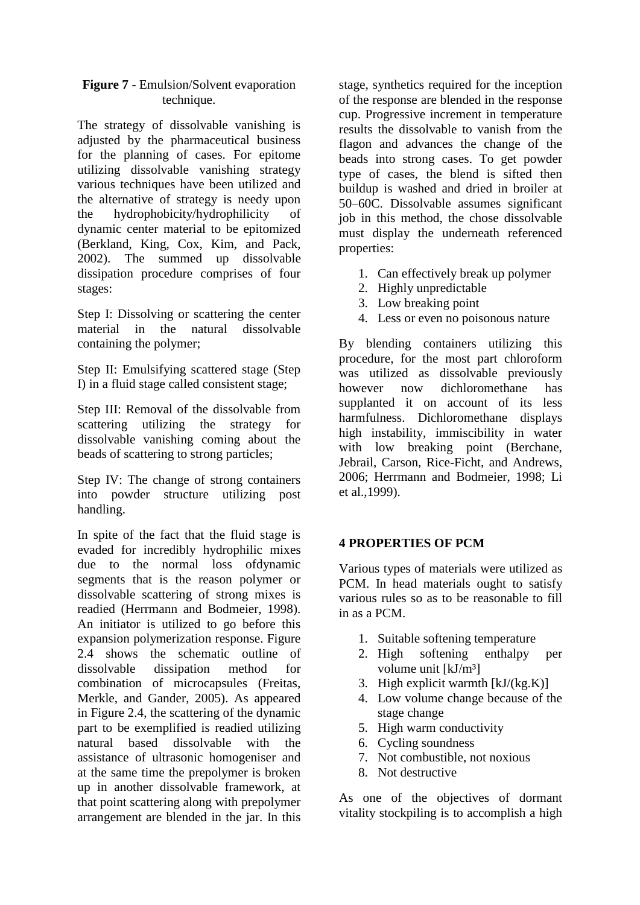**Figure 7** - Emulsion/Solvent evaporation technique.

The strategy of dissolvable vanishing is adjusted by the pharmaceutical business for the planning of cases. For epitome utilizing dissolvable vanishing strategy various techniques have been utilized and the alternative of strategy is needy upon the hydrophobicity/hydrophilicity of dynamic center material to be epitomized (Berkland, King, Cox, Kim, and Pack, 2002). The summed up dissolvable dissipation procedure comprises of four stages:

Step I: Dissolving or scattering the center material in the natural dissolvable containing the polymer;

Step II: Emulsifying scattered stage (Step I) in a fluid stage called consistent stage;

Step III: Removal of the dissolvable from scattering utilizing the strategy for dissolvable vanishing coming about the beads of scattering to strong particles;

Step IV: The change of strong containers into powder structure utilizing post handling.

In spite of the fact that the fluid stage is evaded for incredibly hydrophilic mixes due to the normal loss ofdynamic segments that is the reason polymer or dissolvable scattering of strong mixes is readied (Herrmann and Bodmeier, 1998). An initiator is utilized to go before this expansion polymerization response. Figure 2.4 shows the schematic outline of dissolvable dissipation method for combination of microcapsules (Freitas, Merkle, and Gander, 2005). As appeared in Figure 2.4, the scattering of the dynamic part to be exemplified is readied utilizing natural based dissolvable with the assistance of ultrasonic homogeniser and at the same time the prepolymer is broken up in another dissolvable framework, at that point scattering along with prepolymer arrangement are blended in the jar. In this stage, synthetics required for the inception of the response are blended in the response cup. Progressive increment in temperature results the dissolvable to vanish from the flagon and advances the change of the beads into strong cases. To get powder type of cases, the blend is sifted then buildup is washed and dried in broiler at 50–60C. Dissolvable assumes significant job in this method, the chose dissolvable must display the underneath referenced properties:

1. Can effectively break up polymer
2. Highly unpredictable
3. Low breaking point
4. Less or even no poisonous nature

By blending containers utilizing this procedure, for the most part chloroform was utilized as dissolvable previously however now dichloromethane has supplanted it on account of its less harmfulness. Dichloromethane displays high instability, immiscibility in water with low breaking point (Berchane, Jebrail, Carson, Rice-Ficht, and Andrews, 2006; Herrmann and Bodmeier, 1998; Li et al.,1999).

## 4 PROPERTIES OF PCM

Various types of materials were utilized as PCM. In head materials ought to satisfy various rules so as to be reasonable to fill in as a PCM.

1. Suitable softening temperature
2. High softening enthalpy per volume unit [kJ/m³]
3. High explicit warmth [kJ/(kg.K)]
4. Low volume change because of the stage change
5. High warm conductivity
6. Cycling soundness
7. Not combustible, not noxious
8. Not destructive

As one of the objectives of dormant vitality stockpiling is to accomplish a high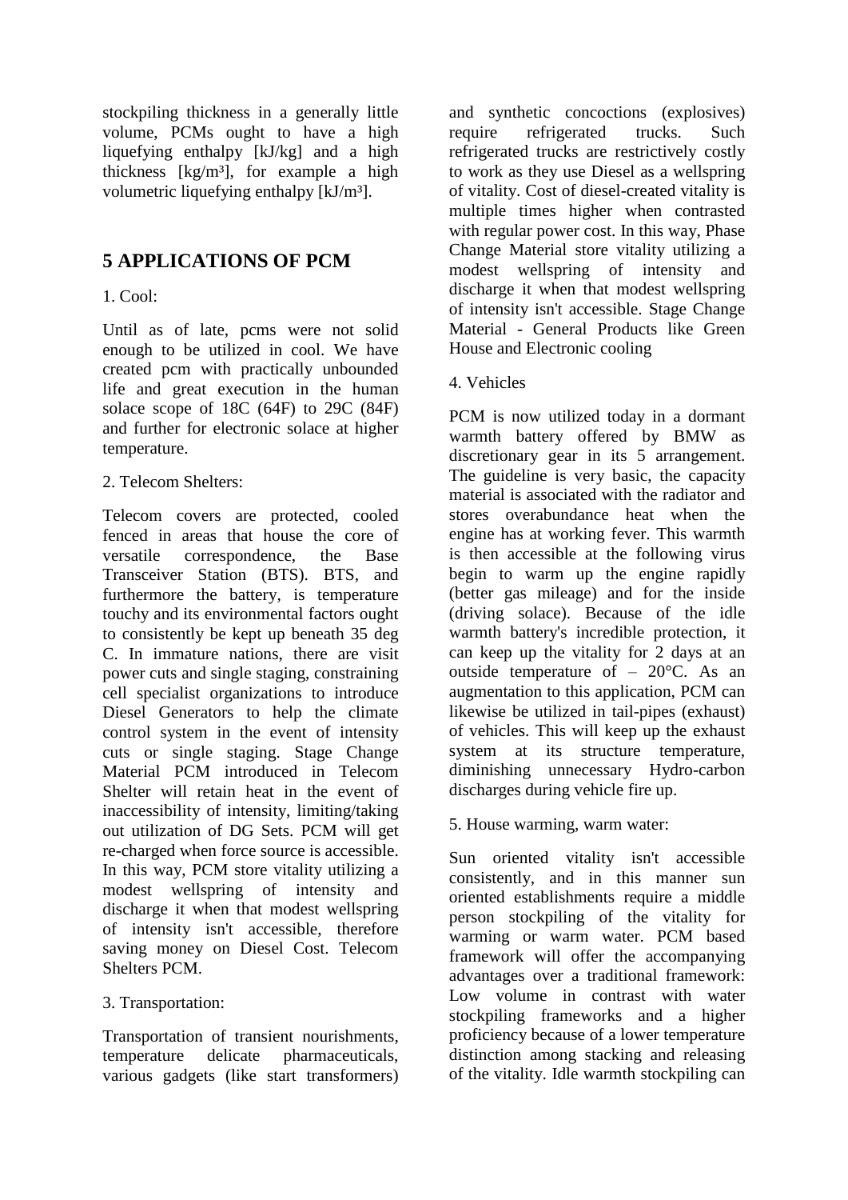stockpiling thickness in a generally little volume, PCMs ought to have a high liquefying enthalpy [kJ/kg] and a high thickness [kg/m³], for example a high volumetric liquefying enthalpy [kJ/m³].

## 5 APPLICATIONS OF PCM

1. Cool:

Until as of late, pcms were not solid enough to be utilized in cool. We have created pcm with practically unbounded life and great execution in the human solace scope of 18C (64F) to 29C (84F) and further for electronic solace at higher temperature.

2. Telecom Shelters:

Telecom covers are protected, cooled fenced in areas that house the core of versatile correspondence, the Base Transceiver Station (BTS). BTS, and furthermore the battery, is temperature touchy and its environmental factors ought to consistently be kept up beneath 35 deg C. In immature nations, there are visit power cuts and single staging, constraining cell specialist organizations to introduce Diesel Generators to help the climate control system in the event of intensity cuts or single staging. Stage Change Material PCM introduced in Telecom Shelter will retain heat in the event of inaccessibility of intensity, limiting/taking out utilization of DG Sets. PCM will get re-charged when force source is accessible. In this way, PCM store vitality utilizing a modest wellspring of intensity and discharge it when that modest wellspring of intensity isn't accessible, therefore saving money on Diesel Cost. Telecom Shelters PCM.

3. Transportation:

Transportation of transient nourishments, temperature delicate pharmaceuticals, various gadgets (like start transformers) and synthetic concoctions (explosives) require refrigerated trucks. Such refrigerated trucks are restrictively costly to work as they use Diesel as a wellspring of vitality. Cost of diesel-created vitality is multiple times higher when contrasted with regular power cost. In this way, Phase Change Material store vitality utilizing a modest wellspring of intensity and discharge it when that modest wellspring of intensity isn't accessible. Stage Change Material - General Products like Green House and Electronic cooling

4. Vehicles

PCM is now utilized today in a dormant warmth battery offered by BMW as discretionary gear in its 5 arrangement. The guideline is very basic, the capacity material is associated with the radiator and stores overabundance heat when the engine has at working fever. This warmth is then accessible at the following virus begin to warm up the engine rapidly (better gas mileage) and for the inside (driving solace). Because of the idle warmth battery's incredible protection, it can keep up the vitality for 2 days at an outside temperature of – 20°C. As an augmentation to this application, PCM can likewise be utilized in tail-pipes (exhaust) of vehicles. This will keep up the exhaust system at its structure temperature, diminishing unnecessary Hydro-carbon discharges during vehicle fire up.

5. House warming, warm water:

Sun oriented vitality isn't accessible consistently, and in this manner sun oriented establishments require a middle person stockpiling of the vitality for warming or warm water. PCM based framework will offer the accompanying advantages over a traditional framework: Low volume in contrast with water stockpiling frameworks and a higher proficiency because of a lower temperature distinction among stacking and releasing of the vitality. Idle warmth stockpiling can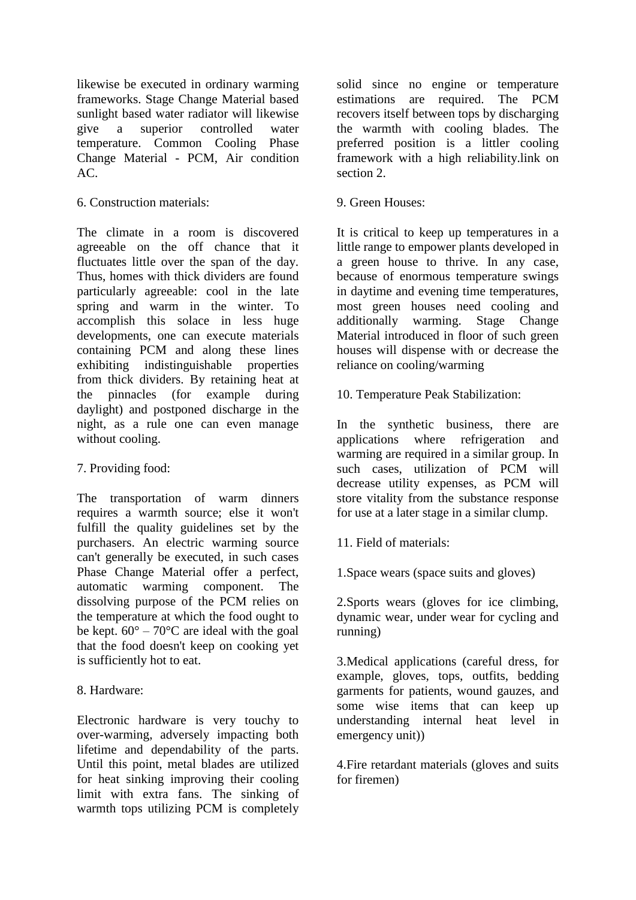likewise be executed in ordinary warming frameworks. Stage Change Material based sunlight based water radiator will likewise give a superior controlled water temperature. Common Cooling Phase Change Material - PCM, Air condition AC.

6. Construction materials:

The climate in a room is discovered agreeable on the off chance that it fluctuates little over the span of the day. Thus, homes with thick dividers are found particularly agreeable: cool in the late spring and warm in the winter. To accomplish this solace in less huge developments, one can execute materials containing PCM and along these lines exhibiting indistinguishable properties from thick dividers. By retaining heat at the pinnacles (for example during daylight) and postponed discharge in the night, as a rule one can even manage without cooling.

7. Providing food:

The transportation of warm dinners requires a warmth source; else it won't fulfill the quality guidelines set by the purchasers. An electric warming source can't generally be executed, in such cases Phase Change Material offer a perfect, automatic warming component. The dissolving purpose of the PCM relies on the temperature at which the food ought to be kept. 60° – 70°C are ideal with the goal that the food doesn't keep on cooking yet is sufficiently hot to eat.

8. Hardware:

Electronic hardware is very touchy to over-warming, adversely impacting both lifetime and dependability of the parts. Until this point, metal blades are utilized for heat sinking improving their cooling limit with extra fans. The sinking of warmth tops utilizing PCM is completely solid since no engine or temperature estimations are required. The PCM recovers itself between tops by discharging the warmth with cooling blades. The preferred position is a littler cooling framework with a high reliability.link on section 2.

9. Green Houses:

It is critical to keep up temperatures in a little range to empower plants developed in a green house to thrive. In any case, because of enormous temperature swings in daytime and evening time temperatures, most green houses need cooling and additionally warming. Stage Change Material introduced in floor of such green houses will dispense with or decrease the reliance on cooling/warming

10. Temperature Peak Stabilization:

In the synthetic business, there are applications where refrigeration and warming are required in a similar group. In such cases, utilization of PCM will decrease utility expenses, as PCM will store vitality from the substance response for use at a later stage in a similar clump.

11. Field of materials:

1.Space wears (space suits and gloves)

2.Sports wears (gloves for ice climbing, dynamic wear, under wear for cycling and running)

3.Medical applications (careful dress, for example, gloves, tops, outfits, bedding garments for patients, wound gauzes, and some wise items that can keep up understanding internal heat level in emergency unit))

4.Fire retardant materials (gloves and suits for firemen)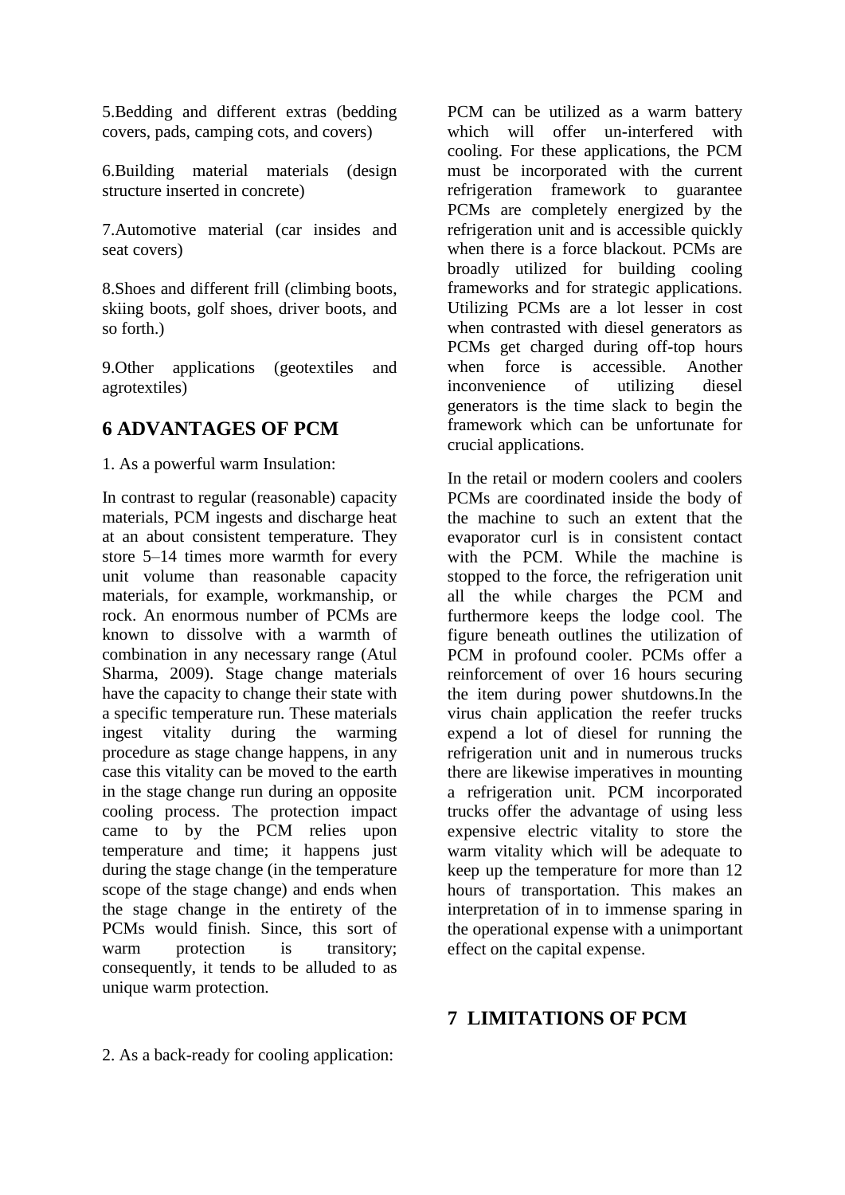5.Bedding and different extras (bedding covers, pads, camping cots, and covers)

6.Building material materials (design structure inserted in concrete)

7.Automotive material (car insides and seat covers)

8.Shoes and different frill (climbing boots, skiing boots, golf shoes, driver boots, and so forth.)

9.Other applications (geotextiles and agrotextiles)

## 6 ADVANTAGES OF PCM

1. As a powerful warm Insulation:

In contrast to regular (reasonable) capacity materials, PCM ingests and discharge heat at an about consistent temperature. They store 5–14 times more warmth for every unit volume than reasonable capacity materials, for example, workmanship, or rock. An enormous number of PCMs are known to dissolve with a warmth of combination in any necessary range (Atul Sharma, 2009). Stage change materials have the capacity to change their state with a specific temperature run. These materials ingest vitality during the warming procedure as stage change happens, in any case this vitality can be moved to the earth in the stage change run during an opposite cooling process. The protection impact came to by the PCM relies upon temperature and time; it happens just during the stage change (in the temperature scope of the stage change) and ends when the stage change in the entirety of the PCMs would finish. Since, this sort of warm protection is transitory; consequently, it tends to be alluded to as unique warm protection.

2. As a back-ready for cooling application:

PCM can be utilized as a warm battery which will offer un-interfered with cooling. For these applications, the PCM must be incorporated with the current refrigeration framework to guarantee PCMs are completely energized by the refrigeration unit and is accessible quickly when there is a force blackout. PCMs are broadly utilized for building cooling frameworks and for strategic applications. Utilizing PCMs are a lot lesser in cost when contrasted with diesel generators as PCMs get charged during off-top hours when force is accessible. Another inconvenience of utilizing diesel generators is the time slack to begin the framework which can be unfortunate for crucial applications.

In the retail or modern coolers and coolers PCMs are coordinated inside the body of the machine to such an extent that the evaporator curl is in consistent contact with the PCM. While the machine is stopped to the force, the refrigeration unit all the while charges the PCM and furthermore keeps the lodge cool. The figure beneath outlines the utilization of PCM in profound cooler. PCMs offer a reinforcement of over 16 hours securing the item during power shutdowns.In the virus chain application the reefer trucks expend a lot of diesel for running the refrigeration unit and in numerous trucks there are likewise imperatives in mounting a refrigeration unit. PCM incorporated trucks offer the advantage of using less expensive electric vitality to store the warm vitality which will be adequate to keep up the temperature for more than 12 hours of transportation. This makes an interpretation of in to immense sparing in the operational expense with a unimportant effect on the capital expense.

## 7 LIMITATIONS OF PCM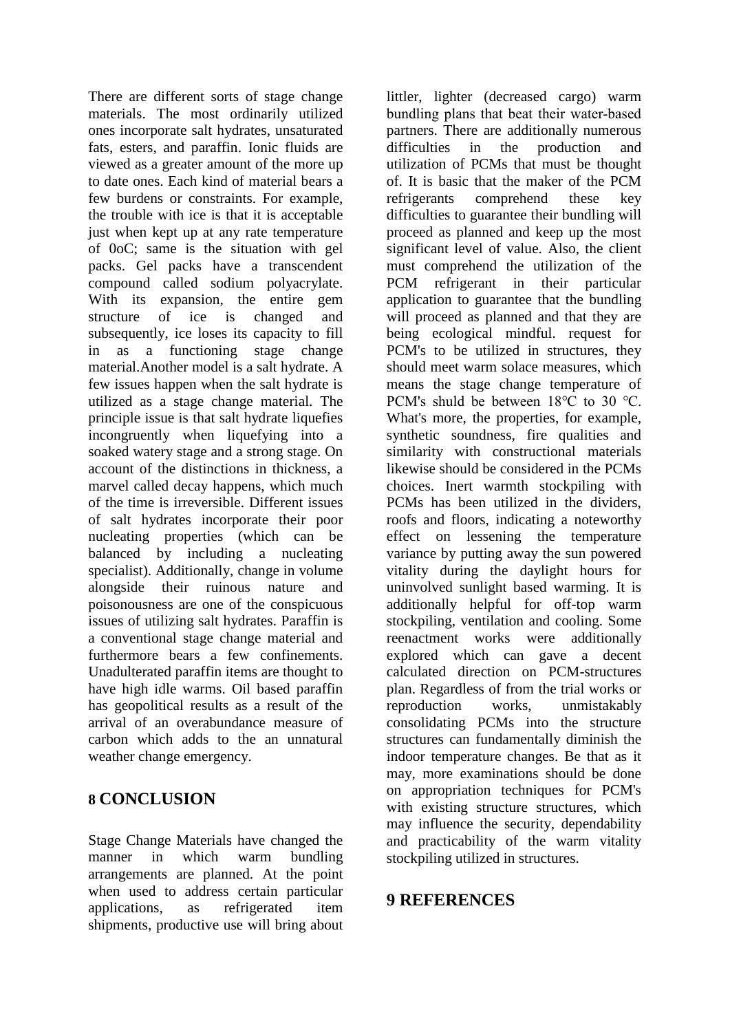There are different sorts of stage change materials. The most ordinarily utilized ones incorporate salt hydrates, unsaturated fats, esters, and paraffin. Ionic fluids are viewed as a greater amount of the more up to date ones. Each kind of material bears a few burdens or constraints. For example, the trouble with ice is that it is acceptable just when kept up at any rate temperature of 0oC; same is the situation with gel packs. Gel packs have a transcendent compound called sodium polyacrylate. With its expansion, the entire gem structure of ice is changed and subsequently, ice loses its capacity to fill in as a functioning stage change material.Another model is a salt hydrate. A few issues happen when the salt hydrate is utilized as a stage change material. The principle issue is that salt hydrate liquefies incongruently when liquefying into a soaked watery stage and a strong stage. On account of the distinctions in thickness, a marvel called decay happens, which much of the time is irreversible. Different issues of salt hydrates incorporate their poor nucleating properties (which can be balanced by including a nucleating specialist). Additionally, change in volume alongside their ruinous nature and poisonousness are one of the conspicuous issues of utilizing salt hydrates. Paraffin is a conventional stage change material and furthermore bears a few confinements. Unadulterated paraffin items are thought to have high idle warms. Oil based paraffin has geopolitical results as a result of the arrival of an overabundance measure of carbon which adds to the an unnatural weather change emergency.

## 8 CONCLUSION

Stage Change Materials have changed the manner in which warm bundling arrangements are planned. At the point when used to address certain particular applications, as refrigerated item shipments, productive use will bring about littler, lighter (decreased cargo) warm bundling plans that beat their water-based partners. There are additionally numerous difficulties in the production and utilization of PCMs that must be thought of. It is basic that the maker of the PCM refrigerants comprehend these key difficulties to guarantee their bundling will proceed as planned and keep up the most significant level of value. Also, the client must comprehend the utilization of the PCM refrigerant in their particular application to guarantee that the bundling will proceed as planned and that they are being ecological mindful. request for PCM's to be utilized in structures, they should meet warm solace measures, which means the stage change temperature of PCM's shuld be between 18℃ to 30 ℃. What's more, the properties, for example, synthetic soundness, fire qualities and similarity with constructional materials likewise should be considered in the PCMs choices. Inert warmth stockpiling with PCMs has been utilized in the dividers, roofs and floors, indicating a noteworthy effect on lessening the temperature variance by putting away the sun powered vitality during the daylight hours for uninvolved sunlight based warming. It is additionally helpful for off-top warm stockpiling, ventilation and cooling. Some reenactment works were additionally explored which can gave a decent calculated direction on PCM-structures plan. Regardless of from the trial works or reproduction works, unmistakably consolidating PCMs into the structure structures can fundamentally diminish the indoor temperature changes. Be that as it may, more examinations should be done on appropriation techniques for PCM's with existing structure structures, which may influence the security, dependability and practicability of the warm vitality stockpiling utilized in structures.

## 9 REFERENCES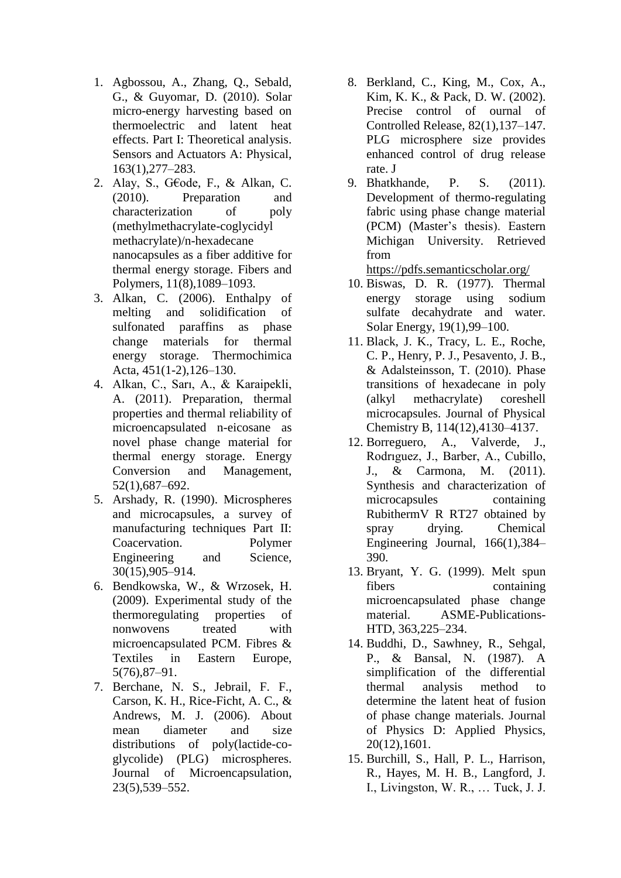1. Agbossou, A., Zhang, Q., Sebald, G., & Guyomar, D. (2010). Solar micro-energy harvesting based on thermoelectric and latent heat effects. Part I: Theoretical analysis. Sensors and Actuators A: Physical, 163(1),277–283.
2. Alay, S., G€ode, F., & Alkan, C. (2010). Preparation and characterization of poly (methylmethacrylate-coglycidyl methacrylate)/n-hexadecane nanocapsules as a fiber additive for thermal energy storage. Fibers and Polymers, 11(8),1089–1093.
3. Alkan, C. (2006). Enthalpy of melting and solidification of sulfonated paraffins as phase change materials for thermal energy storage. Thermochimica Acta, 451(1-2),126–130.
4. Alkan, C., Sarı, A., & Karaipekli, A. (2011). Preparation, thermal properties and thermal reliability of microencapsulated n-eicosane as novel phase change material for thermal energy storage. Energy Conversion and Management, 52(1),687–692.
5. Arshady, R. (1990). Microspheres and microcapsules, a survey of manufacturing techniques Part II: Coacervation. Polymer Engineering and Science, 30(15),905–914.
6. Bendkowska, W., & Wrzosek, H. (2009). Experimental study of the thermoregulating properties of nonwovens treated with microencapsulated PCM. Fibres & Textiles in Eastern Europe, 5(76),87–91.
7. Berchane, N. S., Jebrail, F. F., Carson, K. H., Rice-Ficht, A. C., & Andrews, M. J. (2006). About mean diameter and size distributions of poly(lactide-co-glycolide) (PLG) microspheres. Journal of Microencapsulation, 23(5),539–552.
8. Berkland, C., King, M., Cox, A., Kim, K. K., & Pack, D. W. (2002). Precise control of ournal of Controlled Release, 82(1),137–147. PLG microsphere size provides enhanced control of drug release rate. J
9. Bhatkhande, P. S. (2011). Development of thermo-regulating fabric using phase change material (PCM) (Master's thesis). Eastern Michigan University. Retrieved from https://pdfs.semanticscholar.org/
10. Biswas, D. R. (1977). Thermal energy storage using sodium sulfate decahydrate and water. Solar Energy, 19(1),99–100.
11. Black, J. K., Tracy, L. E., Roche, C. P., Henry, P. J., Pesavento, J. B., & Adalsteinsson, T. (2010). Phase transitions of hexadecane in poly (alkyl methacrylate) coreshell microcapsules. Journal of Physical Chemistry B, 114(12),4130–4137.
12. Borreguero, A., Valverde, J., Rodrıguez, J., Barber, A., Cubillo, J., & Carmona, M. (2011). Synthesis and characterization of microcapsules containing RubithermV R RT27 obtained by spray drying. Chemical Engineering Journal, 166(1),384–390.
13. Bryant, Y. G. (1999). Melt spun fibers containing microencapsulated phase change material. ASME-Publications-HTD, 363,225–234.
14. Buddhi, D., Sawhney, R., Sehgal, P., & Bansal, N. (1987). A simplification of the differential thermal analysis method to determine the latent heat of fusion of phase change materials. Journal of Physics D: Applied Physics, 20(12),1601.
15. Burchill, S., Hall, P. L., Harrison, R., Hayes, M. H. B., Langford, J. I., Livingston, W. R., … Tuck, J. J.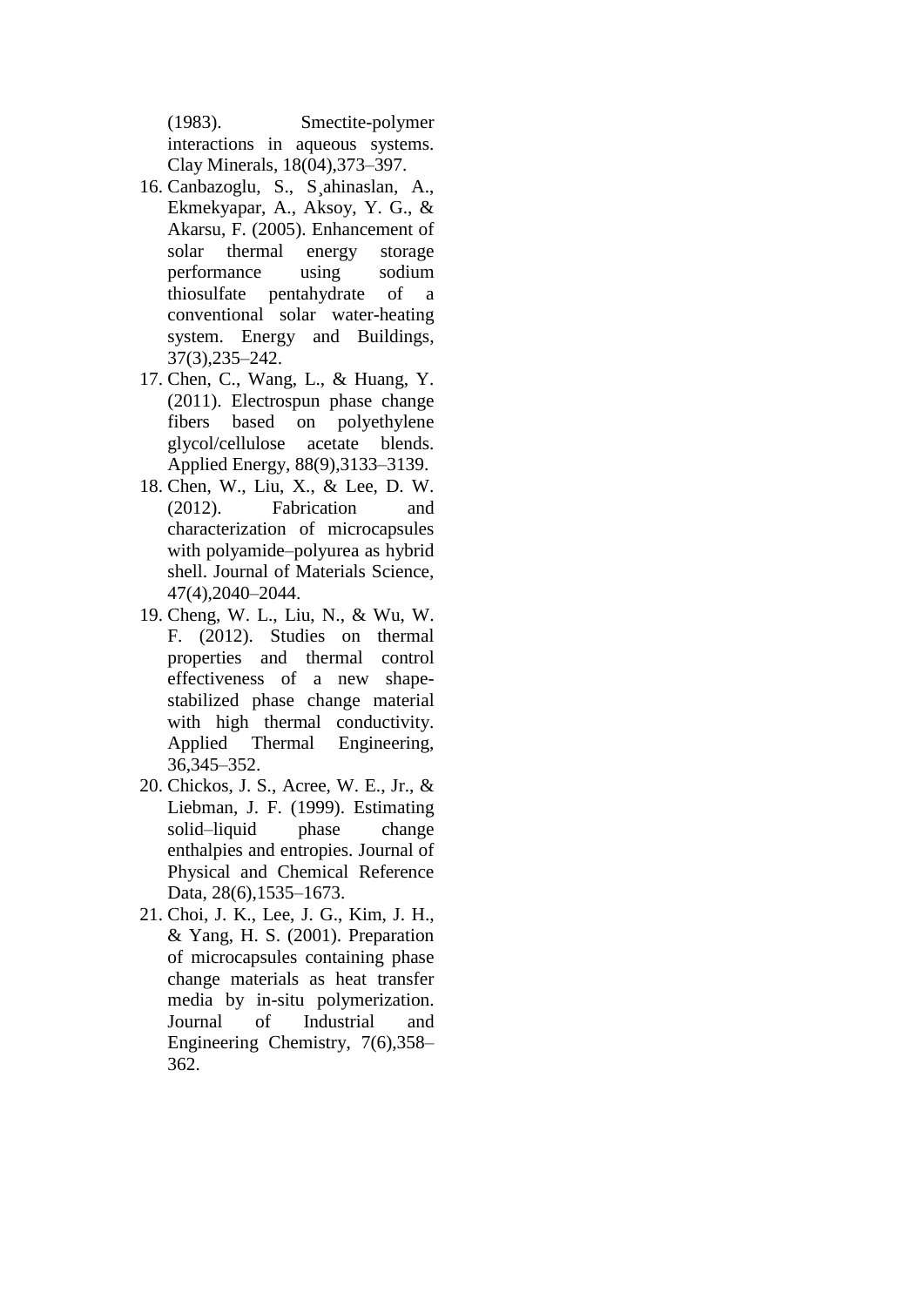(1983). Smectite-polymer interactions in aqueous systems. Clay Minerals, 18(04),373–397.

16. Canbazoglu, S., S¸ahinaslan, A., Ekmekyapar, A., Aksoy, Y. G., & Akarsu, F. (2005). Enhancement of solar thermal energy storage performance using sodium thiosulfate pentahydrate of a conventional solar water-heating system. Energy and Buildings, 37(3),235–242.
17. Chen, C., Wang, L., & Huang, Y. (2011). Electrospun phase change fibers based on polyethylene glycol/cellulose acetate blends. Applied Energy, 88(9),3133–3139.
18. Chen, W., Liu, X., & Lee, D. W. (2012). Fabrication and characterization of microcapsules with polyamide–polyurea as hybrid shell. Journal of Materials Science, 47(4),2040–2044.
19. Cheng, W. L., Liu, N., & Wu, W. F. (2012). Studies on thermal properties and thermal control effectiveness of a new shape-stabilized phase change material with high thermal conductivity. Applied Thermal Engineering, 36,345–352.
20. Chickos, J. S., Acree, W. E., Jr., & Liebman, J. F. (1999). Estimating solid–liquid phase change enthalpies and entropies. Journal of Physical and Chemical Reference Data, 28(6),1535–1673.
21. Choi, J. K., Lee, J. G., Kim, J. H., & Yang, H. S. (2001). Preparation of microcapsules containing phase change materials as heat transfer media by in-situ polymerization. Journal of Industrial and Engineering Chemistry, 7(6),358–362.